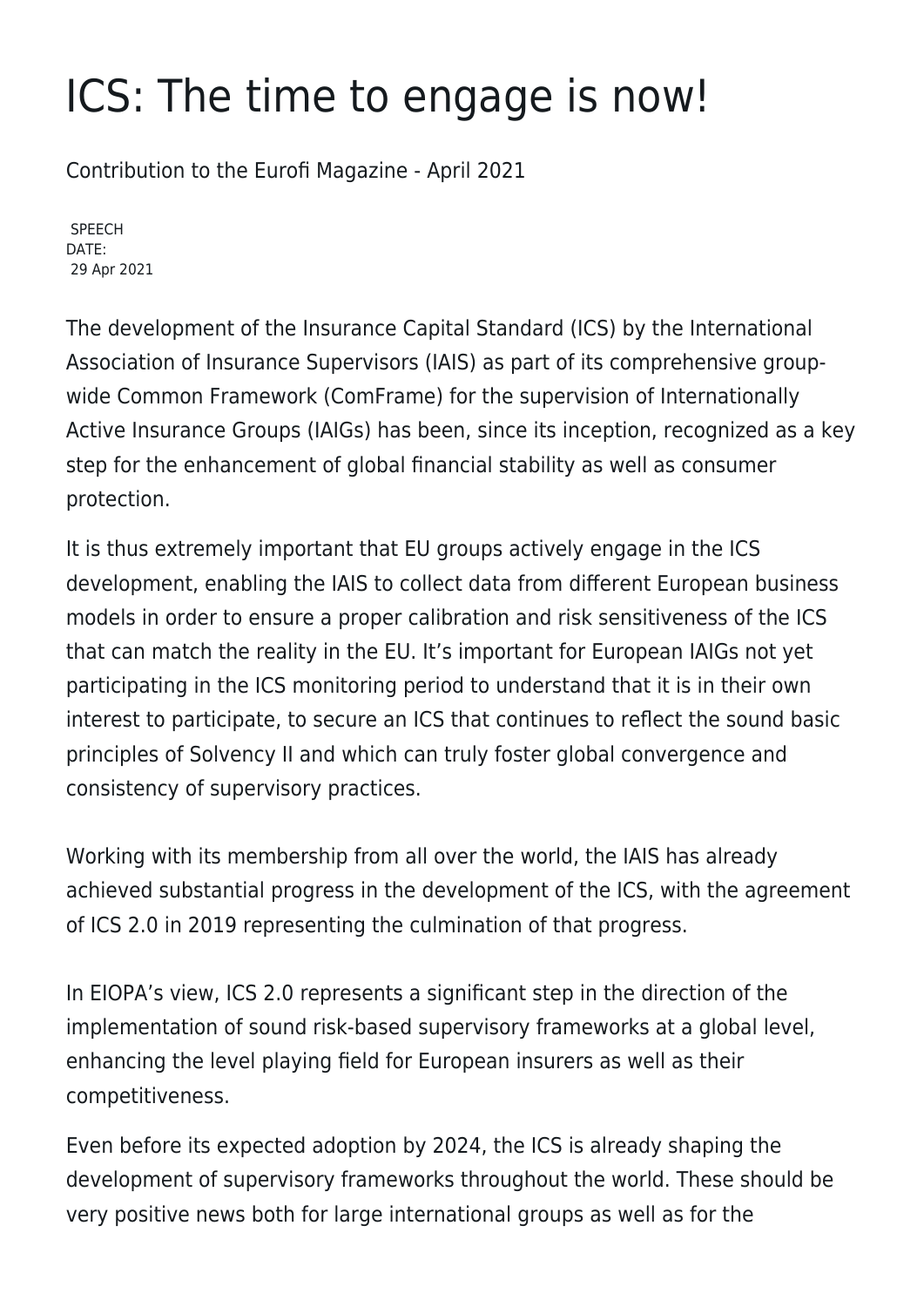# ICS: The time to engage is now!

Contribution to the Eurofi Magazine - April 2021

SPEECH
DATE:
29 Apr 2021

The development of the Insurance Capital Standard (ICS) by the International Association of Insurance Supervisors (IAIS) as part of its comprehensive group-wide Common Framework (ComFrame) for the supervision of Internationally Active Insurance Groups (IAIGs) has been, since its inception, recognized as a key step for the enhancement of global financial stability as well as consumer protection.

It is thus extremely important that EU groups actively engage in the ICS development, enabling the IAIS to collect data from different European business models in order to ensure a proper calibration and risk sensitiveness of the ICS that can match the reality in the EU. It's important for European IAIGs not yet participating in the ICS monitoring period to understand that it is in their own interest to participate, to secure an ICS that continues to reflect the sound basic principles of Solvency II and which can truly foster global convergence and consistency of supervisory practices.

Working with its membership from all over the world, the IAIS has already achieved substantial progress in the development of the ICS, with the agreement of ICS 2.0 in 2019 representing the culmination of that progress.

In EIOPA's view, ICS 2.0 represents a significant step in the direction of the implementation of sound risk-based supervisory frameworks at a global level, enhancing the level playing field for European insurers as well as their competitiveness.

Even before its expected adoption by 2024, the ICS is already shaping the development of supervisory frameworks throughout the world. These should be very positive news both for large international groups as well as for the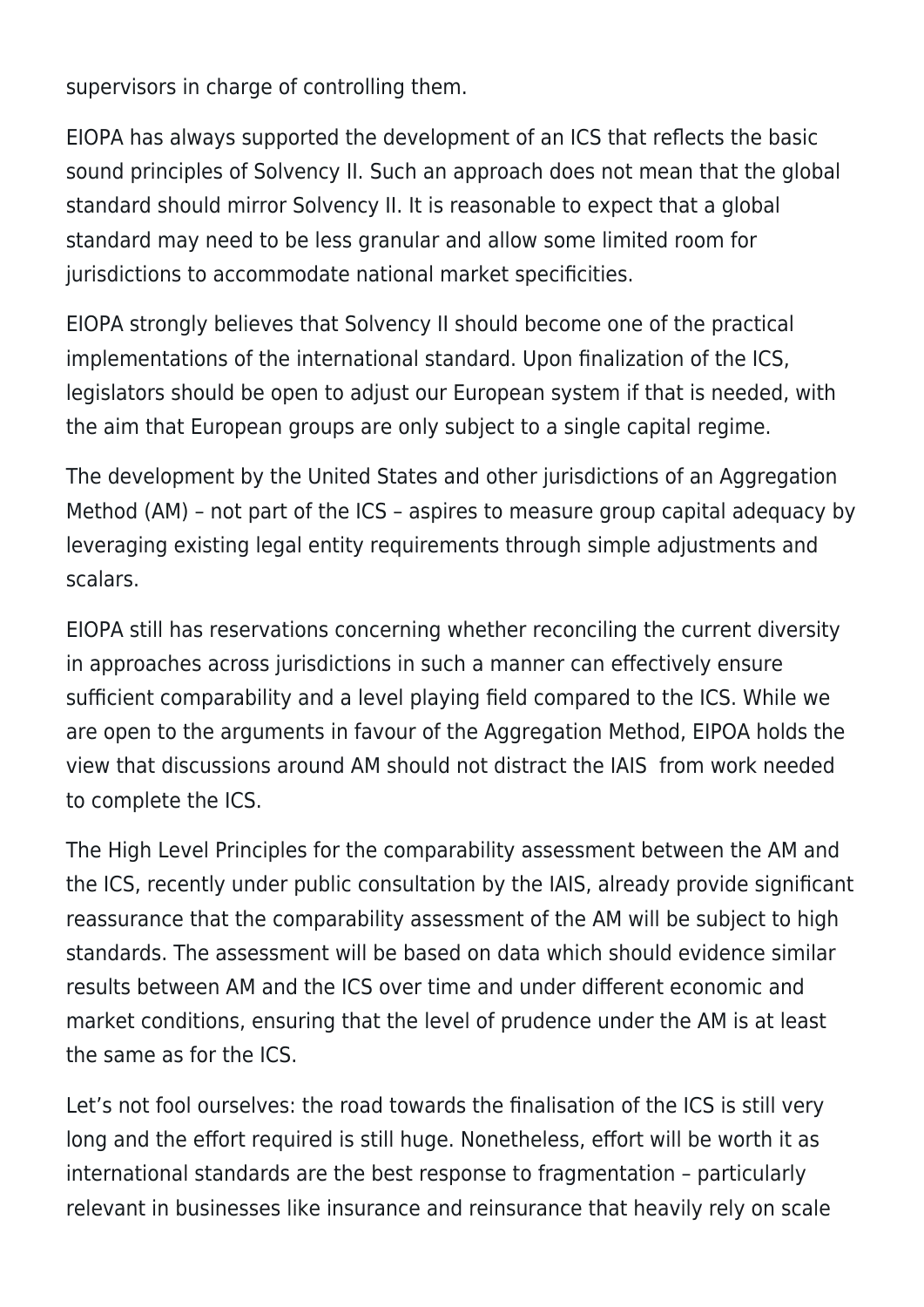supervisors in charge of controlling them.

EIOPA has always supported the development of an ICS that reflects the basic sound principles of Solvency II. Such an approach does not mean that the global standard should mirror Solvency II. It is reasonable to expect that a global standard may need to be less granular and allow some limited room for jurisdictions to accommodate national market specificities.

EIOPA strongly believes that Solvency II should become one of the practical implementations of the international standard. Upon finalization of the ICS, legislators should be open to adjust our European system if that is needed, with the aim that European groups are only subject to a single capital regime.

The development by the United States and other jurisdictions of an Aggregation Method (AM) – not part of the ICS – aspires to measure group capital adequacy by leveraging existing legal entity requirements through simple adjustments and scalars.

EIOPA still has reservations concerning whether reconciling the current diversity in approaches across jurisdictions in such a manner can effectively ensure sufficient comparability and a level playing field compared to the ICS. While we are open to the arguments in favour of the Aggregation Method, EIPOA holds the view that discussions around AM should not distract the IAIS  from work needed to complete the ICS.

The High Level Principles for the comparability assessment between the AM and the ICS, recently under public consultation by the IAIS, already provide significant reassurance that the comparability assessment of the AM will be subject to high standards. The assessment will be based on data which should evidence similar results between AM and the ICS over time and under different economic and market conditions, ensuring that the level of prudence under the AM is at least the same as for the ICS.

Let's not fool ourselves: the road towards the finalisation of the ICS is still very long and the effort required is still huge. Nonetheless, effort will be worth it as international standards are the best response to fragmentation – particularly relevant in businesses like insurance and reinsurance that heavily rely on scale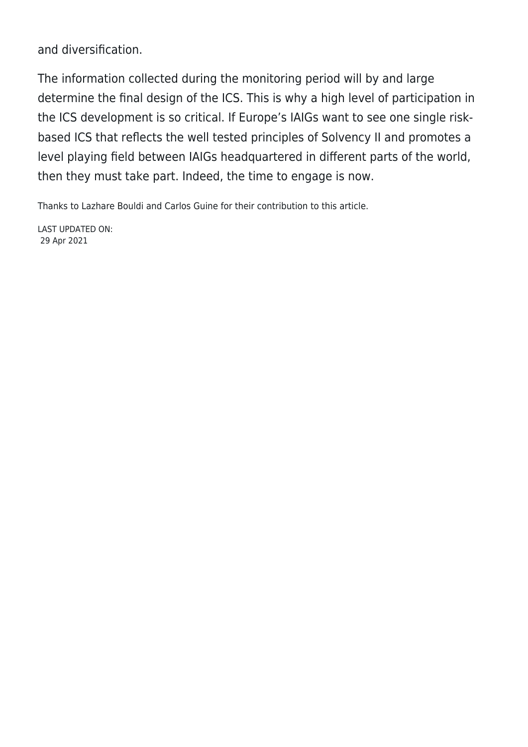and diversification.

The information collected during the monitoring period will by and large determine the final design of the ICS. This is why a high level of participation in the ICS development is so critical. If Europe's IAIGs want to see one single risk-based ICS that reflects the well tested principles of Solvency II and promotes a level playing field between IAIGs headquartered in different parts of the world, then they must take part. Indeed, the time to engage is now.

Thanks to Lazhare Bouldi and Carlos Guine for their contribution to this article.

LAST UPDATED ON:
29 Apr 2021